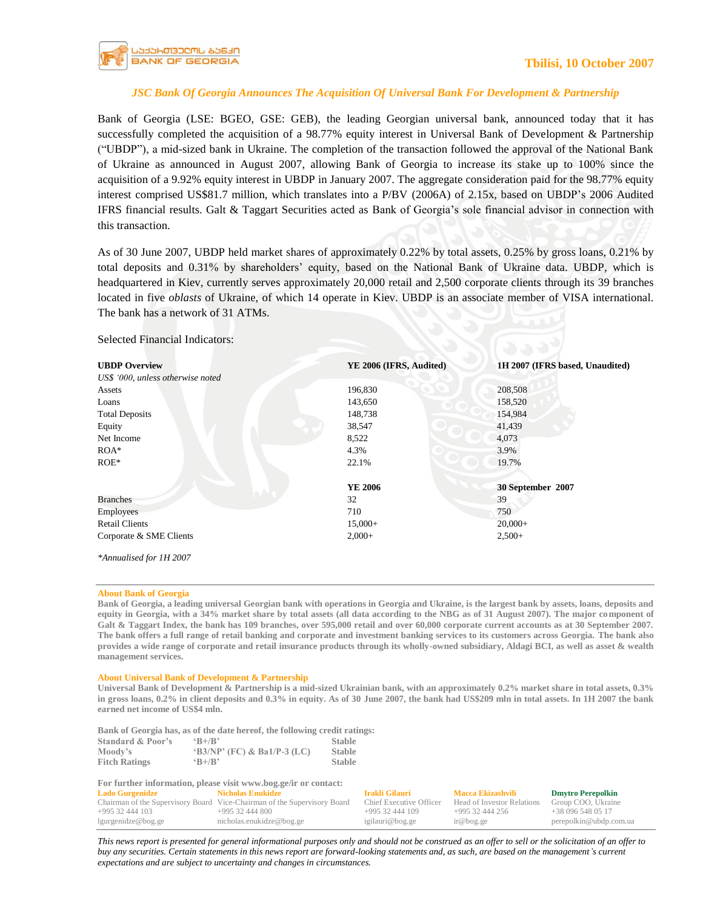Tbilisi, 10 October 2007

## *JSC Bank Of Georgia Announces The Acquisition Of Universal Bank For Development & Partnership*

Bank of Georgia (LSE: BGEO, GSE: GEB), the leading Georgian universal bank, announced today that it has successfully completed the acquisition of a 98.77% equity interest in Universal Bank of Development & Partnership ("UBDP"), a mid-sized bank in Ukraine. The completion of the transaction followed the approval of the National Bank of Ukraine as announced in August 2007, allowing Bank of Georgia to increase its stake up to 100% since the acquisition of a 9.92% equity interest in UBDP in January 2007. The aggregate consideration paid for the 98.77% equity interest comprised US$81.7 million, which translates into a P/BV (2006A) of 2.15x, based on UBDP's 2006 Audited IFRS financial results. Galt & Taggart Securities acted as Bank of Georgia's sole financial advisor in connection with this transaction.

As of 30 June 2007, UBDP held market shares of approximately 0.22% by total assets, 0.25% by gross loans, 0.21% by total deposits and 0.31% by shareholders' equity, based on the National Bank of Ukraine data. UBDP, which is headquartered in Kiev, currently serves approximately 20,000 retail and 2,500 corporate clients through its 39 branches located in five *oblasts* of Ukraine, of which 14 operate in Kiev. UBDP is an associate member of VISA international. The bank has a network of 31 ATMs.

Selected Financial Indicators:

| **UBDP Overview** | **YE 2006 (IFRS, Audited)** | **1H 2007 (IFRS based, Unaudited)** |
|---|---|---|
| *US$ '000, unless otherwise noted* | | |
| Assets | 196,830 | 208,508 |
| Loans | 143,650 | 158,520 |
| Total Deposits | 148,738 | 154,984 |
| Equity | 38,547 | 41,439 |
| Net Income | 8,522 | 4,073 |
| ROA* | 4.3% | 3.9% |
| ROE* | 22.1% | 19.7% |
| | **YE 2006** | **30 September 2007** |
| Branches | 32 | 39 |
| Employees | 710 | 750 |
| Retail Clients | 15,000+ | 20,000+ |
| Corporate & SME Clients | 2,000+ | 2,500+ |

*\*Annualised for 1H 2007*

**About Bank of Georgia**

**Bank of Georgia, a leading universal Georgian bank with operations in Georgia and Ukraine, is the largest bank by assets, loans, deposits and equity in Georgia, with a 34% market share by total assets (all data according to the NBG as of 31 August 2007). The major component of Galt & Taggart Index, the bank has 109 branches, over 595,000 retail and over 60,000 corporate current accounts as at 30 September 2007. The bank offers a full range of retail banking and corporate and investment banking services to its customers across Georgia. The bank also provides a wide range of corporate and retail insurance products through its wholly-owned subsidiary, Aldagi BCI, as well as asset & wealth management services.**

**About Universal Bank of Development & Partnership**

**Universal Bank of Development & Partnership is a mid-sized Ukrainian bank, with an approximately 0.2% market share in total assets, 0.3% in gross loans, 0.2% in client deposits and 0.3% in equity. As of 30 June 2007, the bank had US$209 mln in total assets. In 1H 2007 the bank earned net income of US$4 mln.**

**Bank of Georgia has, as of the date hereof, the following credit ratings:**

| | | |
|---|---|---|
| **Standard & Poor's** | **'B+/B'** | **Stable** |
| **Moody's** | **'B3/NP' (FC) & Ba1/P-3 (LC)** | **Stable** |
| **Fitch Ratings** | **'B+/B'** | **Stable** |

**For further information, please visit www.bog.ge/ir or contact:**

| **Lado Gurgenidze** | **Nicholas Enukidze** | **Irakli Gilauri** | **Macca Ekizashvili** | **Dmytro Perepolkin** |
|---|---|---|---|---|
| Chairman of the Supervisory Board | Vice-Chairman of the Supervisory Board | Chief Executive Officer | Head of Investor Relations | Group COO, Ukraine |
| +995 32 444 103 | +995 32 444 800 | +995 32 444 109 | +995 32 444 256 | +38 096 548 05 17 |
| lgurgenidze@bog.ge | nicholas.enukidze@bog.ge | igilauri@bog.ge | ir@bog.ge | perepolkin@ubdp.com.ua |

*This news report is presented for general informational purposes only and should not be construed as an offer to sell or the solicitation of an offer to buy any securities. Certain statements in this news report are forward-looking statements and, as such, are based on the management's current expectations and are subject to uncertainty and changes in circumstances.*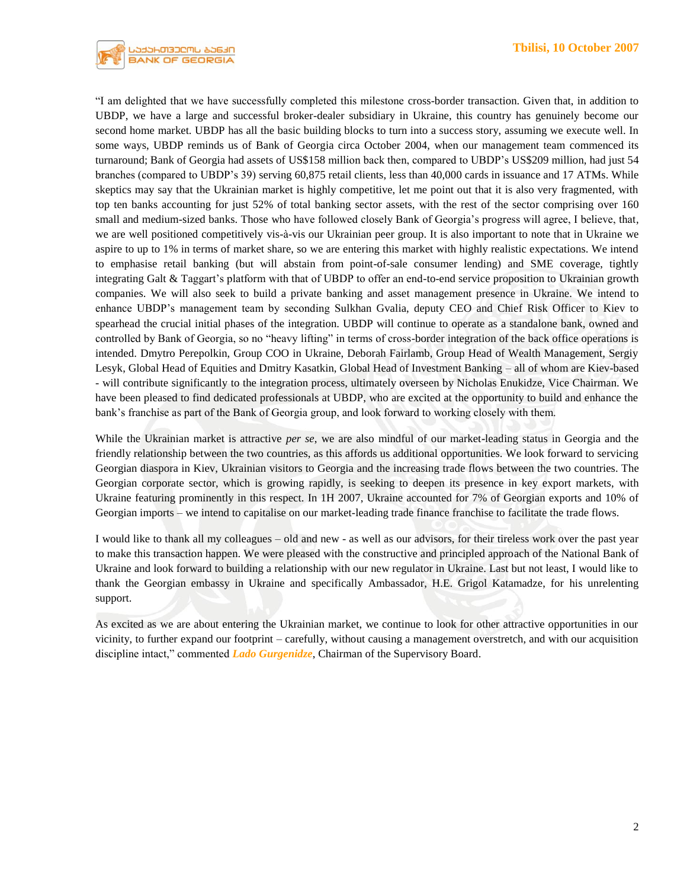"I am delighted that we have successfully completed this milestone cross-border transaction. Given that, in addition to UBDP, we have a large and successful broker-dealer subsidiary in Ukraine, this country has genuinely become our second home market. UBDP has all the basic building blocks to turn into a success story, assuming we execute well. In some ways, UBDP reminds us of Bank of Georgia circa October 2004, when our management team commenced its turnaround; Bank of Georgia had assets of US$158 million back then, compared to UBDP's US$209 million, had just 54 branches (compared to UBDP's 39) serving 60,875 retail clients, less than 40,000 cards in issuance and 17 ATMs. While skeptics may say that the Ukrainian market is highly competitive, let me point out that it is also very fragmented, with top ten banks accounting for just 52% of total banking sector assets, with the rest of the sector comprising over 160 small and medium-sized banks. Those who have followed closely Bank of Georgia's progress will agree, I believe, that, we are well positioned competitively vis-à-vis our Ukrainian peer group. It is also important to note that in Ukraine we aspire to up to 1% in terms of market share, so we are entering this market with highly realistic expectations. We intend to emphasise retail banking (but will abstain from point-of-sale consumer lending) and SME coverage, tightly integrating Galt & Taggart's platform with that of UBDP to offer an end-to-end service proposition to Ukrainian growth companies. We will also seek to build a private banking and asset management presence in Ukraine. We intend to enhance UBDP's management team by seconding Sulkhan Gvalia, deputy CEO and Chief Risk Officer to Kiev to spearhead the crucial initial phases of the integration. UBDP will continue to operate as a standalone bank, owned and controlled by Bank of Georgia, so no "heavy lifting" in terms of cross-border integration of the back office operations is intended. Dmytro Perepolkin, Group COO in Ukraine, Deborah Fairlamb, Group Head of Wealth Management, Sergiy Lesyk, Global Head of Equities and Dmitry Kasatkin, Global Head of Investment Banking – all of whom are Kiev-based - will contribute significantly to the integration process, ultimately overseen by Nicholas Enukidze, Vice Chairman. We have been pleased to find dedicated professionals at UBDP, who are excited at the opportunity to build and enhance the bank's franchise as part of the Bank of Georgia group, and look forward to working closely with them.

While the Ukrainian market is attractive *per se*, we are also mindful of our market-leading status in Georgia and the friendly relationship between the two countries, as this affords us additional opportunities. We look forward to servicing Georgian diaspora in Kiev, Ukrainian visitors to Georgia and the increasing trade flows between the two countries. The Georgian corporate sector, which is growing rapidly, is seeking to deepen its presence in key export markets, with Ukraine featuring prominently in this respect. In 1H 2007, Ukraine accounted for 7% of Georgian exports and 10% of Georgian imports – we intend to capitalise on our market-leading trade finance franchise to facilitate the trade flows.

I would like to thank all my colleagues – old and new - as well as our advisors, for their tireless work over the past year to make this transaction happen. We were pleased with the constructive and principled approach of the National Bank of Ukraine and look forward to building a relationship with our new regulator in Ukraine. Last but not least, I would like to thank the Georgian embassy in Ukraine and specifically Ambassador, H.E. Grigol Katamadze, for his unrelenting support.

As excited as we are about entering the Ukrainian market, we continue to look for other attractive opportunities in our vicinity, to further expand our footprint – carefully, without causing a management overstretch, and with our acquisition discipline intact," commented ***Lado Gurgenidze***, Chairman of the Supervisory Board.